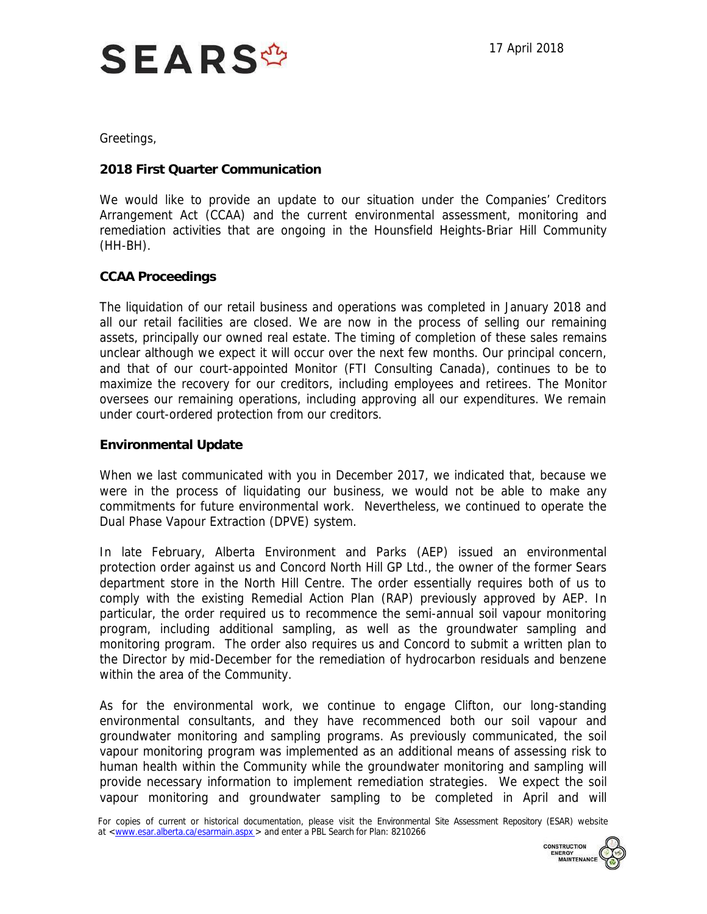17 April 2018

Greetings,

**2018 First Quarter Communication**

We would like to provide an update to our situation under the Companies' Creditors Arrangement Act (CCAA) and the current environmental assessment, monitoring and remediation activities that are ongoing in the Hounsfield Heights-Briar Hill Community (HH-BH).

**CCAA Proceedings**

The liquidation of our retail business and operations was completed in January 2018 and all our retail facilities are closed. We are now in the process of selling our remaining assets, principally our owned real estate. The timing of completion of these sales remains unclear although we expect it will occur over the next few months. Our principal concern, and that of our court-appointed Monitor (FTI Consulting Canada), continues to be to maximize the recovery for our creditors, including employees and retirees. The Monitor oversees our remaining operations, including approving all our expenditures. We remain under court-ordered protection from our creditors.

**Environmental Update**

When we last communicated with you in December 2017, we indicated that, because we were in the process of liquidating our business, we would not be able to make any commitments for future environmental work. Nevertheless, we continued to operate the Dual Phase Vapour Extraction (DPVE) system.

In late February, Alberta Environment and Parks (AEP) issued an environmental protection order against us and Concord North Hill GP Ltd., the owner of the former Sears department store in the North Hill Centre. The order essentially requires both of us to comply with the existing Remedial Action Plan (RAP) previously approved by AEP. In particular, the order required us to recommence the semi-annual soil vapour monitoring program, including additional sampling, as well as the groundwater sampling and monitoring program. The order also requires us and Concord to submit a written plan to the Director by mid-December for the remediation of hydrocarbon residuals and benzene within the area of the Community.

As for the environmental work, we continue to engage Clifton, our long-standing environmental consultants, and they have recommenced both our soil vapour and groundwater monitoring and sampling programs. As previously communicated, the soil vapour monitoring program was implemented as an additional means of assessing risk to human health within the Community while the groundwater monitoring and sampling will provide necessary information to implement remediation strategies. We expect the soil vapour monitoring and groundwater sampling to be completed in April and will

For copies of current or historical documentation, please visit the Environmental Site Assessment Repository (ESAR) website at <www.esar.alberta.ca/esarmain.aspx > and enter a PBL Search for Plan: 8210266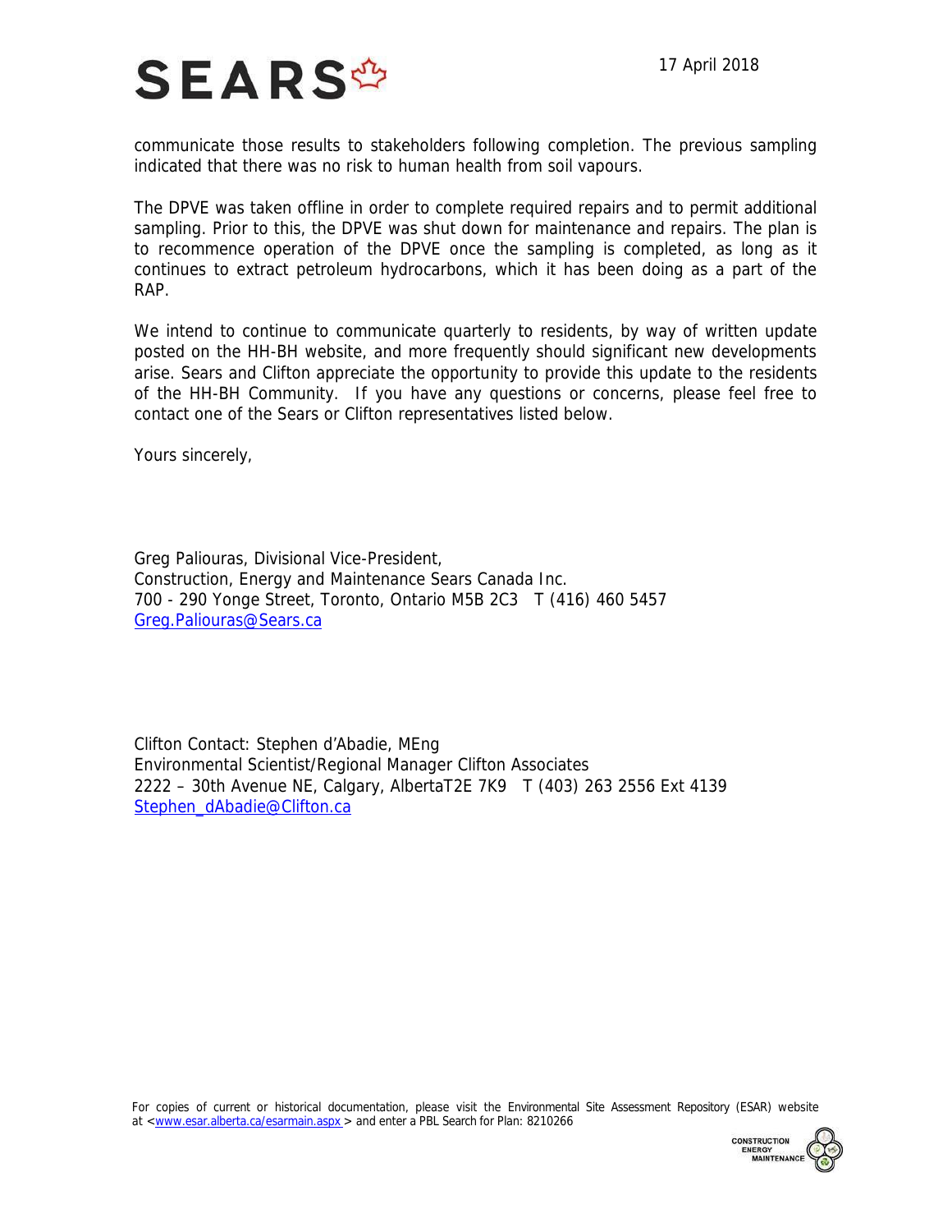communicate those results to stakeholders following completion. The previous sampling indicated that there was no risk to human health from soil vapours.

The DPVE was taken offline in order to complete required repairs and to permit additional sampling. Prior to this, the DPVE was shut down for maintenance and repairs. The plan is to recommence operation of the DPVE once the sampling is completed, as long as it continues to extract petroleum hydrocarbons, which it has been doing as a part of the RAP.

We intend to continue to communicate quarterly to residents, by way of written update posted on the HH-BH website, and more frequently should significant new developments arise. Sears and Clifton appreciate the opportunity to provide this update to the residents of the HH-BH Community. If you have any questions or concerns, please feel free to contact one of the Sears or Clifton representatives listed below.

Yours sincerely,

Greg Paliouras, Divisional Vice-President,
Construction, Energy and Maintenance Sears Canada Inc.
700 - 290 Yonge Street, Toronto, Ontario M5B 2C3 T (416) 460 5457
Greg.Paliouras@Sears.ca

Clifton Contact: Stephen d'Abadie, MEng
Environmental Scientist/Regional Manager Clifton Associates
2222 – 30th Avenue NE, Calgary, AlbertaT2E 7K9 T (403) 263 2556 Ext 4139
Stephen_dAbadie@Clifton.ca

For copies of current or historical documentation, please visit the Environmental Site Assessment Repository (ESAR) website at <www.esar.alberta.ca/esarmain.aspx > and enter a PBL Search for Plan: 8210266